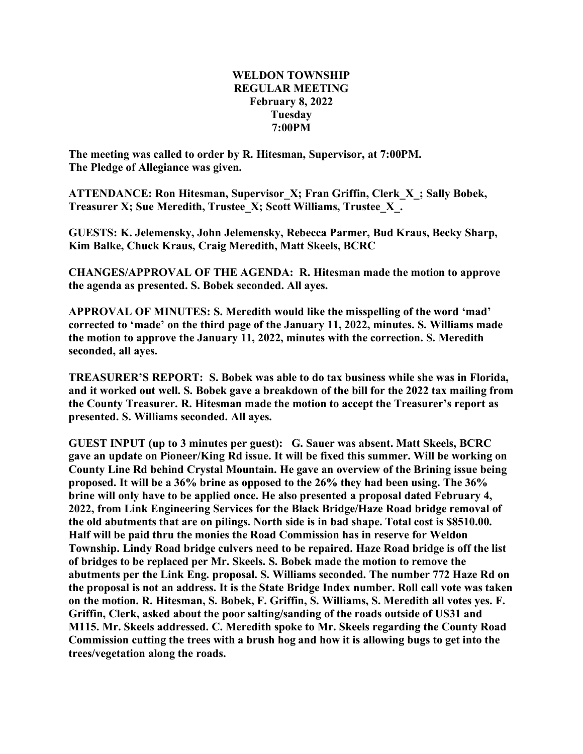**WELDON TOWNSHIP**
**REGULAR MEETING**
**February 8, 2022**
**Tuesday**
**7:00PM**

**The meeting was called to order by R. Hitesman, Supervisor, at 7:00PM.**
**The Pledge of Allegiance was given.**

**ATTENDANCE: Ron Hitesman, Supervisor_X; Fran Griffin, Clerk_X_; Sally Bobek, Treasurer X; Sue Meredith, Trustee_X; Scott Williams, Trustee_X_.**

**GUESTS: K. Jelemensky, John Jelemensky, Rebecca Parmer, Bud Kraus, Becky Sharp, Kim Balke, Chuck Kraus, Craig Meredith, Matt Skeels, BCRC**

**CHANGES/APPROVAL OF THE AGENDA: R. Hitesman made the motion to approve the agenda as presented. S. Bobek seconded. All ayes.**

**APPROVAL OF MINUTES: S. Meredith would like the misspelling of the word 'mad' corrected to 'made' on the third page of the January 11, 2022, minutes. S. Williams made the motion to approve the January 11, 2022, minutes with the correction. S. Meredith seconded, all ayes.**

**TREASURER'S REPORT: S. Bobek was able to do tax business while she was in Florida, and it worked out well. S. Bobek gave a breakdown of the bill for the 2022 tax mailing from the County Treasurer. R. Hitesman made the motion to accept the Treasurer's report as presented. S. Williams seconded. All ayes.**

**GUEST INPUT (up to 3 minutes per guest): G. Sauer was absent. Matt Skeels, BCRC gave an update on Pioneer/King Rd issue. It will be fixed this summer. Will be working on County Line Rd behind Crystal Mountain. He gave an overview of the Brining issue being proposed. It will be a 36% brine as opposed to the 26% they had been using. The 36% brine will only have to be applied once. He also presented a proposal dated February 4, 2022, from Link Engineering Services for the Black Bridge/Haze Road bridge removal of the old abutments that are on pilings. North side is in bad shape. Total cost is $8510.00. Half will be paid thru the monies the Road Commission has in reserve for Weldon Township. Lindy Road bridge culvers need to be repaired. Haze Road bridge is off the list of bridges to be replaced per Mr. Skeels. S. Bobek made the motion to remove the abutments per the Link Eng. proposal. S. Williams seconded. The number 772 Haze Rd on the proposal is not an address. It is the State Bridge Index number. Roll call vote was taken on the motion. R. Hitesman, S. Bobek, F. Griffin, S. Williams, S. Meredith all votes yes. F. Griffin, Clerk, asked about the poor salting/sanding of the roads outside of US31 and M115. Mr. Skeels addressed. C. Meredith spoke to Mr. Skeels regarding the County Road Commission cutting the trees with a brush hog and how it is allowing bugs to get into the trees/vegetation along the roads.**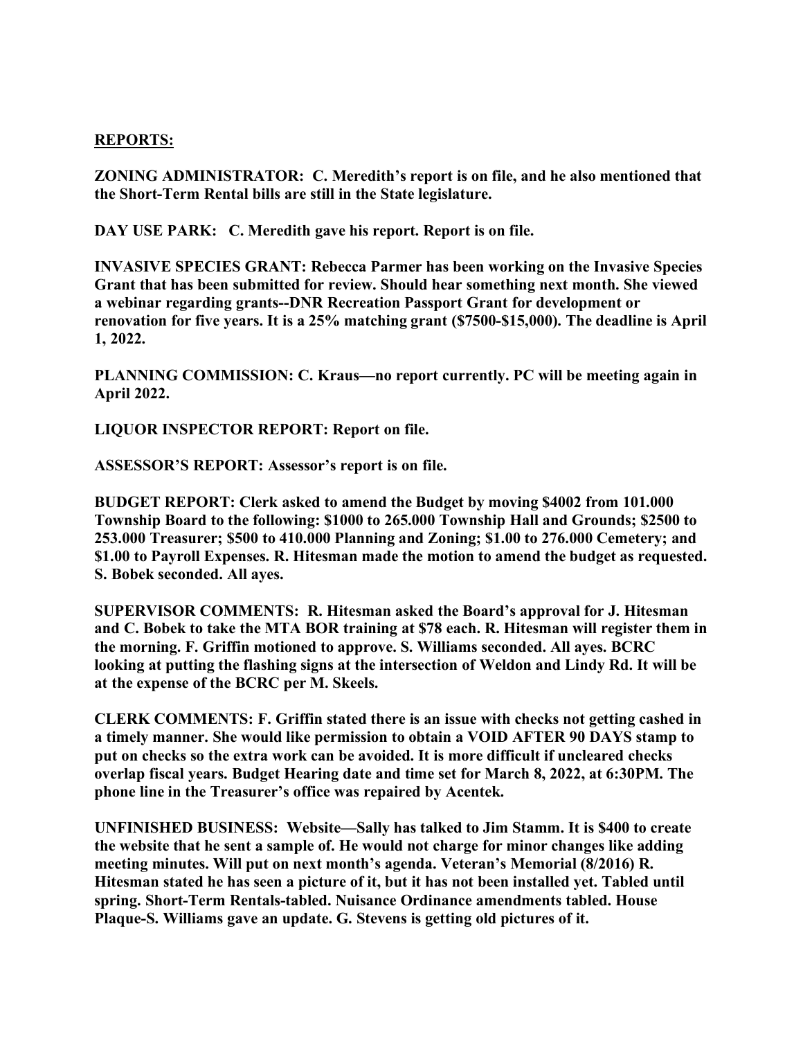**REPORTS:**

**ZONING ADMINISTRATOR: C. Meredith's report is on file, and he also mentioned that the Short-Term Rental bills are still in the State legislature.**

**DAY USE PARK: C. Meredith gave his report. Report is on file.**

**INVASIVE SPECIES GRANT: Rebecca Parmer has been working on the Invasive Species Grant that has been submitted for review. Should hear something next month. She viewed a webinar regarding grants--DNR Recreation Passport Grant for development or renovation for five years. It is a 25% matching grant ($7500-$15,000). The deadline is April 1, 2022.**

**PLANNING COMMISSION: C. Kraus—no report currently. PC will be meeting again in April 2022.**

**LIQUOR INSPECTOR REPORT: Report on file.**

**ASSESSOR'S REPORT: Assessor's report is on file.**

**BUDGET REPORT: Clerk asked to amend the Budget by moving $4002 from 101.000 Township Board to the following: $1000 to 265.000 Township Hall and Grounds; $2500 to 253.000 Treasurer; $500 to 410.000 Planning and Zoning; $1.00 to 276.000 Cemetery; and $1.00 to Payroll Expenses. R. Hitesman made the motion to amend the budget as requested. S. Bobek seconded. All ayes.**

**SUPERVISOR COMMENTS: R. Hitesman asked the Board's approval for J. Hitesman and C. Bobek to take the MTA BOR training at $78 each. R. Hitesman will register them in the morning. F. Griffin motioned to approve. S. Williams seconded. All ayes. BCRC looking at putting the flashing signs at the intersection of Weldon and Lindy Rd. It will be at the expense of the BCRC per M. Skeels.**

**CLERK COMMENTS: F. Griffin stated there is an issue with checks not getting cashed in a timely manner. She would like permission to obtain a VOID AFTER 90 DAYS stamp to put on checks so the extra work can be avoided. It is more difficult if uncleared checks overlap fiscal years. Budget Hearing date and time set for March 8, 2022, at 6:30PM. The phone line in the Treasurer's office was repaired by Acentek.**

**UNFINISHED BUSINESS: Website—Sally has talked to Jim Stamm. It is $400 to create the website that he sent a sample of. He would not charge for minor changes like adding meeting minutes. Will put on next month's agenda. Veteran's Memorial (8/2016) R. Hitesman stated he has seen a picture of it, but it has not been installed yet. Tabled until spring. Short-Term Rentals-tabled. Nuisance Ordinance amendments tabled. House Plaque-S. Williams gave an update. G. Stevens is getting old pictures of it.**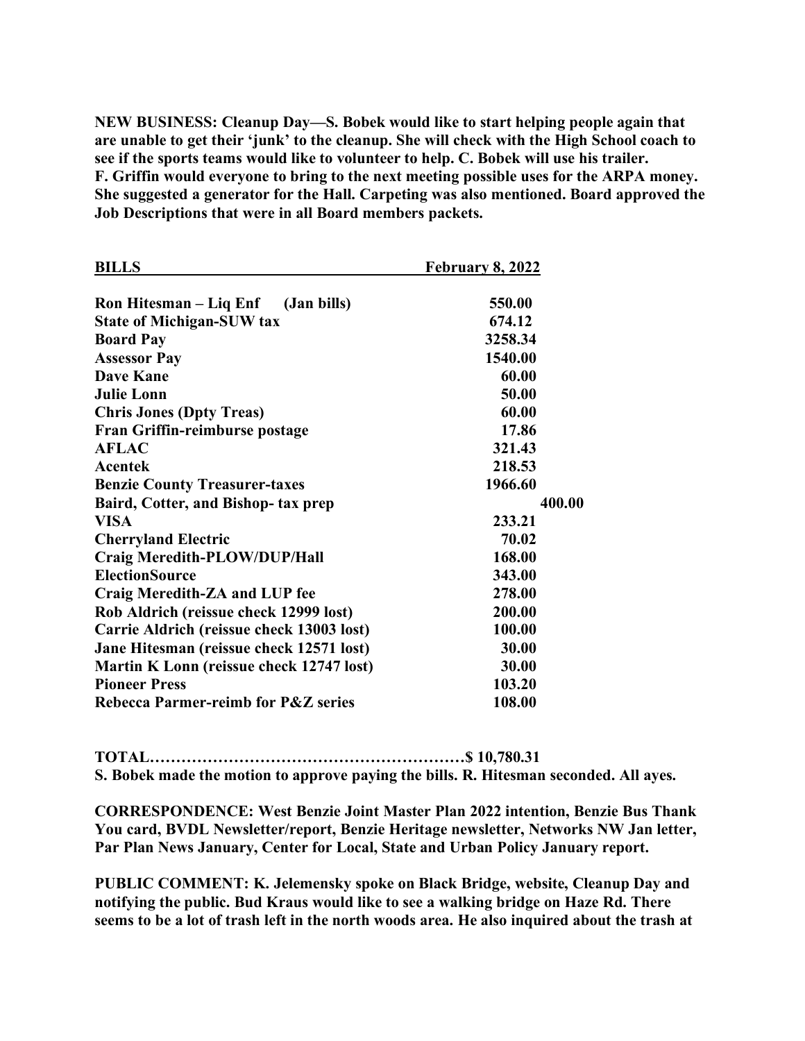**NEW BUSINESS: Cleanup Day—S. Bobek would like to start helping people again that are unable to get their 'junk' to the cleanup. She will check with the High School coach to see if the sports teams would like to volunteer to help. C. Bobek will use his trailer. F. Griffin would everyone to bring to the next meeting possible uses for the ARPA money. She suggested a generator for the Hall. Carpeting was also mentioned. Board approved the Job Descriptions that were in all Board members packets.**

| **BILLS** | **February 8, 2022** |
|---|---|
| **Ron Hitesman – Liq Enf (Jan bills)** | **550.00** |
| **State of Michigan-SUW tax** | **674.12** |
| **Board Pay** | **3258.34** |
| **Assessor Pay** | **1540.00** |
| **Dave Kane** | **60.00** |
| **Julie Lonn** | **50.00** |
| **Chris Jones (Dpty Treas)** | **60.00** |
| **Fran Griffin-reimburse postage** | **17.86** |
| **AFLAC** | **321.43** |
| **Acentek** | **218.53** |
| **Benzie County Treasurer-taxes** | **1966.60** |
| **Baird, Cotter, and Bishop- tax prep** | **400.00** |
| **VISA** | **233.21** |
| **Cherryland Electric** | **70.02** |
| **Craig Meredith-PLOW/DUP/Hall** | **168.00** |
| **ElectionSource** | **343.00** |
| **Craig Meredith-ZA and LUP fee** | **278.00** |
| **Rob Aldrich (reissue check 12999 lost)** | **200.00** |
| **Carrie Aldrich (reissue check 13003 lost)** | **100.00** |
| **Jane Hitesman (reissue check 12571 lost)** | **30.00** |
| **Martin K Lonn (reissue check 12747 lost)** | **30.00** |
| **Pioneer Press** | **103.20** |
| **Rebecca Parmer-reimb for P&Z series** | **108.00** |

**TOTAL……………………………………………………$ 10,780.31**

**S. Bobek made the motion to approve paying the bills. R. Hitesman seconded. All ayes.**

**CORRESPONDENCE: West Benzie Joint Master Plan 2022 intention, Benzie Bus Thank You card, BVDL Newsletter/report, Benzie Heritage newsletter, Networks NW Jan letter, Par Plan News January, Center for Local, State and Urban Policy January report.**

**PUBLIC COMMENT: K. Jelemensky spoke on Black Bridge, website, Cleanup Day and notifying the public. Bud Kraus would like to see a walking bridge on Haze Rd. There seems to be a lot of trash left in the north woods area. He also inquired about the trash at**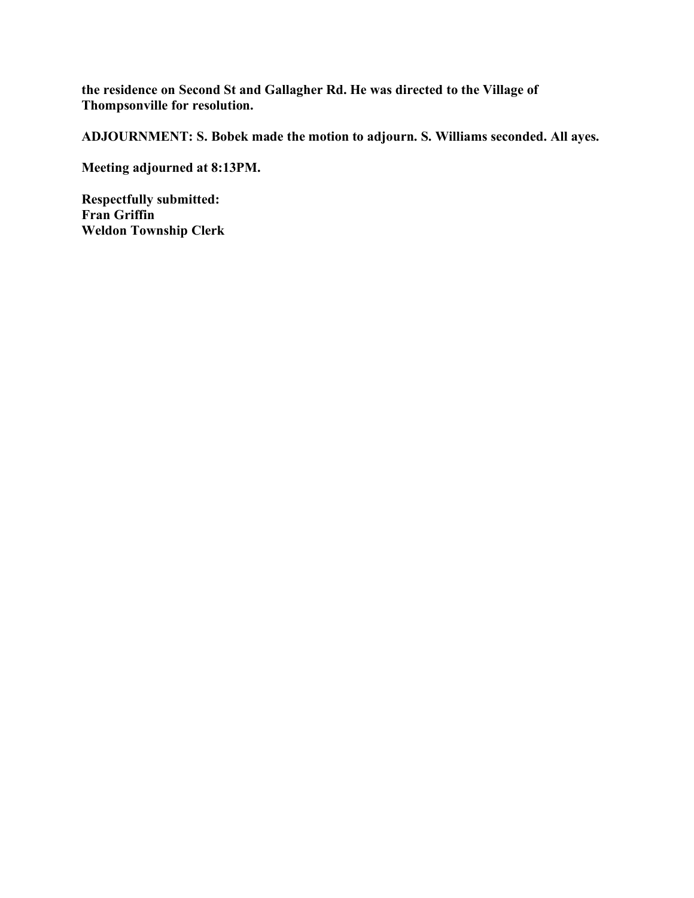**the residence on Second St and Gallagher Rd. He was directed to the Village of Thompsonville for resolution.**

**ADJOURNMENT: S. Bobek made the motion to adjourn. S. Williams seconded. All ayes.**

**Meeting adjourned at 8:13PM.**

**Respectfully submitted:**
**Fran Griffin**
**Weldon Township Clerk**